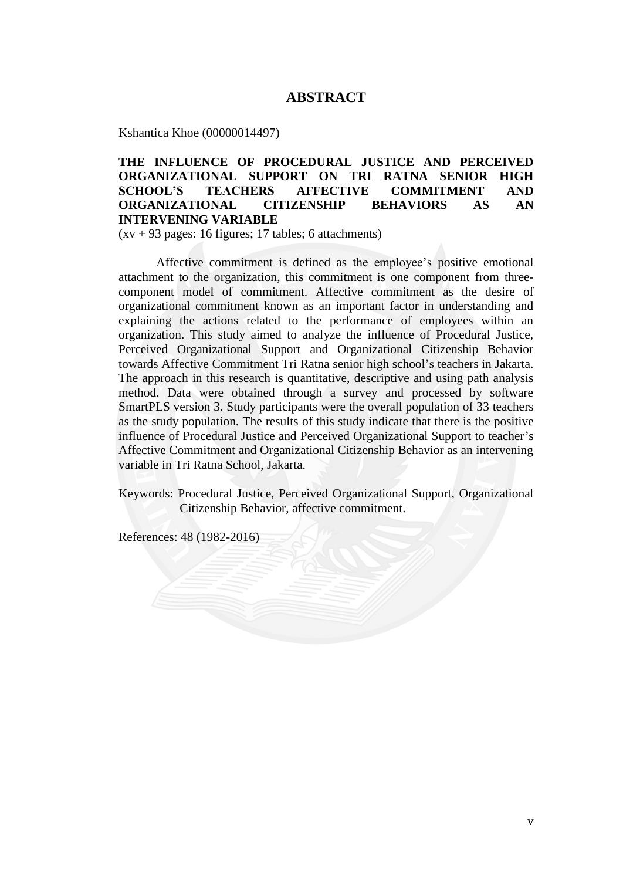# ABSTRACT

Kshantica Khoe (00000014497)

**THE INFLUENCE OF PROCEDURAL JUSTICE AND PERCEIVED ORGANIZATIONAL SUPPORT ON TRI RATNA SENIOR HIGH SCHOOL'S TEACHERS AFFECTIVE COMMITMENT AND ORGANIZATIONAL CITIZENSHIP BEHAVIORS AS AN INTERVENING VARIABLE**

(xv + 93 pages: 16 figures; 17 tables; 6 attachments)

Affective commitment is defined as the employee's positive emotional attachment to the organization, this commitment is one component from three-component model of commitment. Affective commitment as the desire of organizational commitment known as an important factor in understanding and explaining the actions related to the performance of employees within an organization. This study aimed to analyze the influence of Procedural Justice, Perceived Organizational Support and Organizational Citizenship Behavior towards Affective Commitment Tri Ratna senior high school's teachers in Jakarta. The approach in this research is quantitative, descriptive and using path analysis method. Data were obtained through a survey and processed by software SmartPLS version 3. Study participants were the overall population of 33 teachers as the study population. The results of this study indicate that there is the positive influence of Procedural Justice and Perceived Organizational Support to teacher's Affective Commitment and Organizational Citizenship Behavior as an intervening variable in Tri Ratna School, Jakarta.

Keywords: Procedural Justice, Perceived Organizational Support, Organizational Citizenship Behavior, affective commitment.

References: 48 (1982-2016)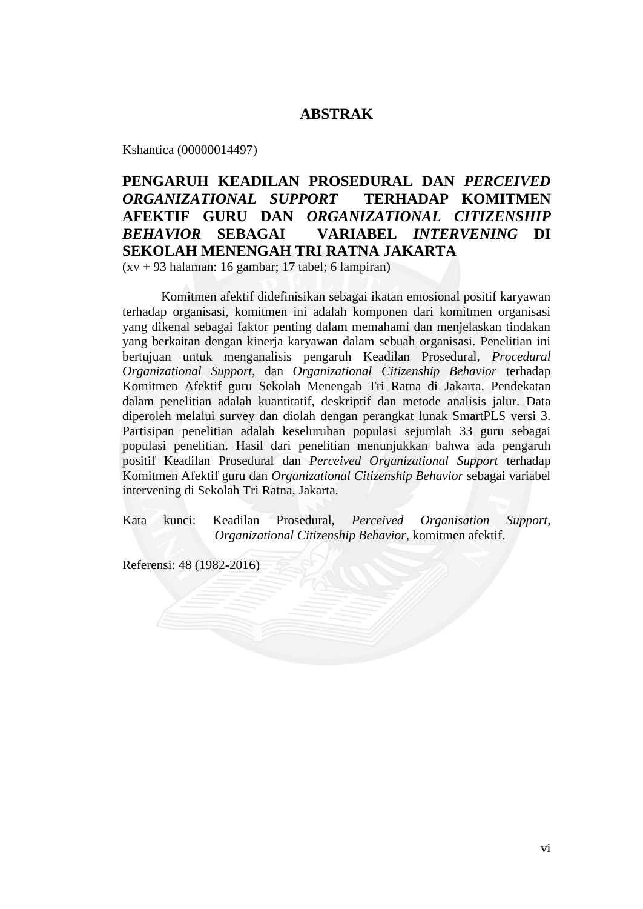# ABSTRAK

Kshantica (00000014497)

## PENGARUH KEADILAN PROSEDURAL DAN *PERCEIVED ORGANIZATIONAL SUPPORT* TERHADAP KOMITMEN AFEKTIF GURU DAN *ORGANIZATIONAL CITIZENSHIP BEHAVIOR* SEBAGAI VARIABEL *INTERVENING* DI SEKOLAH MENENGAH TRI RATNA JAKARTA

(xv + 93 halaman: 16 gambar; 17 tabel; 6 lampiran)

Komitmen afektif didefinisikan sebagai ikatan emosional positif karyawan terhadap organisasi, komitmen ini adalah komponen dari komitmen organisasi yang dikenal sebagai faktor penting dalam memahami dan menjelaskan tindakan yang berkaitan dengan kinerja karyawan dalam sebuah organisasi. Penelitian ini bertujuan untuk menganalisis pengaruh Keadilan Prosedural, *Procedural Organizational Support*, dan *Organizational Citizenship Behavior* terhadap Komitmen Afektif guru Sekolah Menengah Tri Ratna di Jakarta. Pendekatan dalam penelitian adalah kuantitatif, deskriptif dan metode analisis jalur. Data diperoleh melalui survey dan diolah dengan perangkat lunak SmartPLS versi 3. Partisipan penelitian adalah keseluruhan populasi sejumlah 33 guru sebagai populasi penelitian. Hasil dari penelitian menunjukkan bahwa ada pengaruh positif Keadilan Prosedural dan *Perceived Organizational Support* terhadap Komitmen Afektif guru dan *Organizational Citizenship Behavior* sebagai variabel intervening di Sekolah Tri Ratna, Jakarta.

Kata kunci: Keadilan Prosedural, *Perceived Organisation Support*, *Organizational Citizenship Behavior*, komitmen afektif.

Referensi: 48 (1982-2016)